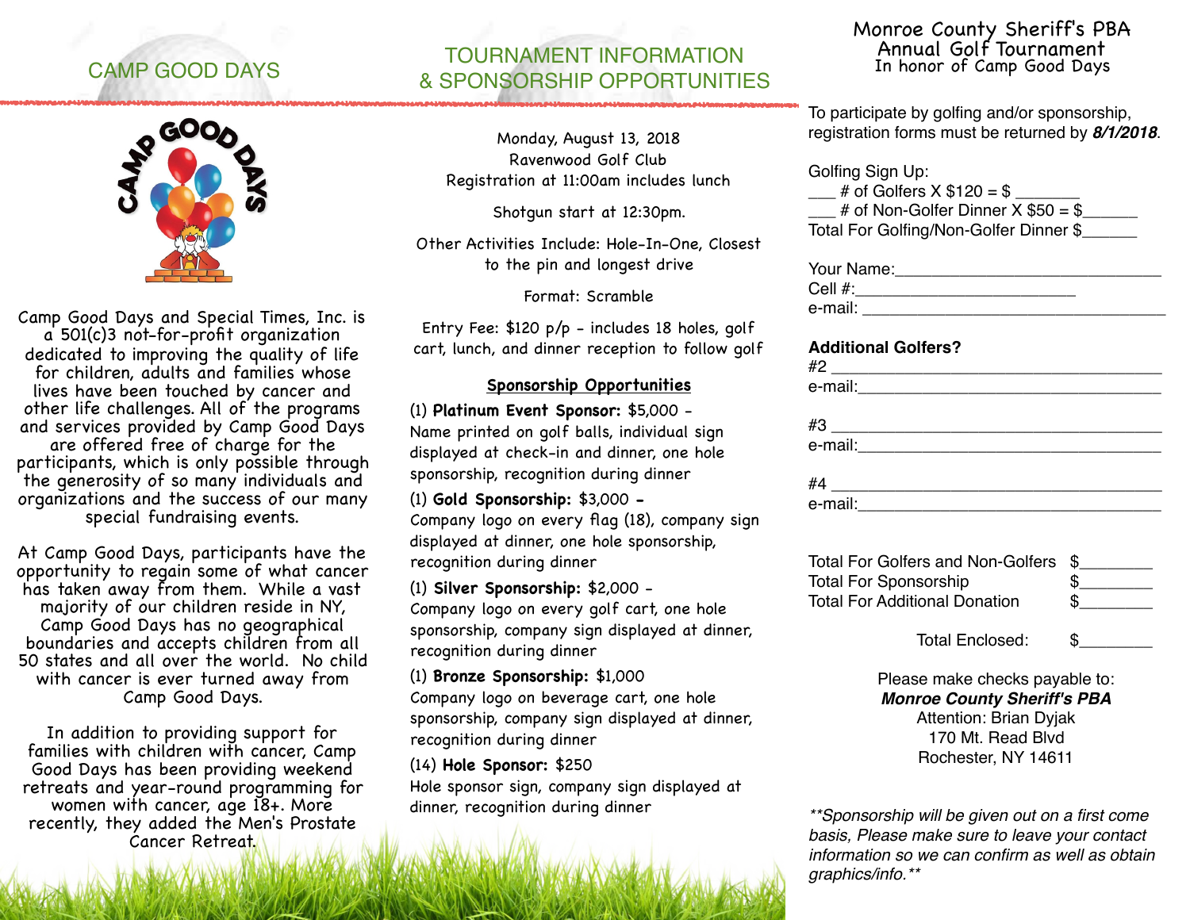## CAMP GOOD DAYS

CAMP GOOD DAYS

Camp Good Days and Special Times, Inc. is a 501(c)3 not-for-profit organization dedicated to improving the quality of life for children, adults and families whose lives have been touched by cancer and other life challenges. All of the programs and services provided by Camp Good Days are offered free of charge for the participants, which is only possible through the generosity of so many individuals and organizations and the success of our many special fundraising events.

At Camp Good Days, participants have the opportunity to regain some of what cancer has taken away from them. While a vast majority of our children reside in NY, Camp Good Days has no geographical boundaries and accepts children from all 50 states and all over the world. No child with cancer is ever turned away from Camp Good Days.

In addition to providing support for families with children with cancer, Camp Good Days has been providing weekend retreats and year-round programming for women with cancer, age 18+. More recently, they added the Men's Prostate Cancer Retreat.

## TOURNAMENT INFORMATION & SPONSORSHIP OPPORTUNITIES

Monday, August 13, 2018
Ravenwood Golf Club
Registration at 11:00am includes lunch

Shotgun start at 12:30pm.

Other Activities Include: Hole-In-One, Closest to the pin and longest drive

Format: Scramble

Entry Fee: $120 p/p - includes 18 holes, golf cart, lunch, and dinner reception to follow golf

### Sponsorship Opportunities

(1) **Platinum Event Sponsor:** $5,000 -
Name printed on golf balls, individual sign displayed at check-in and dinner, one hole sponsorship, recognition during dinner

(1) **Gold Sponsorship:** $3,000 -
Company logo on every flag (18), company sign displayed at dinner, one hole sponsorship, recognition during dinner

(1) **Silver Sponsorship:** $2,000 -
Company logo on every golf cart, one hole sponsorship, company sign displayed at dinner, recognition during dinner

(1) **Bronze Sponsorship:** $1,000
Company logo on beverage cart, one hole sponsorship, company sign displayed at dinner, recognition during dinner

(14) **Hole Sponsor:** $250
Hole sponsor sign, company sign displayed at dinner, recognition during dinner

## Monroe County Sheriff's PBA Annual Golf Tournament
In honor of Camp Good Days

To participate by golfing and/or sponsorship, registration forms must be returned by ***8/1/2018***.

Golfing Sign Up:
___ # of Golfers X $120 = $ _______
___ # of Non-Golfer Dinner X $50 = $______
Total For Golfing/Non-Golfer Dinner $______

Your Name:______________________________
Cell #:________________________
e-mail: __________________________________

**Additional Golfers?**
#2 ____________________________________
e-mail:__________________________________

#3 ____________________________________
e-mail:__________________________________

#4 ____________________________________
e-mail:__________________________________

Total For Golfers and Non-Golfers $________
Total For Sponsorship $________
Total For Additional Donation $________

Total Enclosed: $________

Please make checks payable to:
***Monroe County Sheriff's PBA***
Attention: Brian Dyjak
170 Mt. Read Blvd
Rochester, NY 14611

*\*\*Sponsorship will be given out on a first come basis, Please make sure to leave your contact information so we can confirm as well as obtain graphics/info.\*\**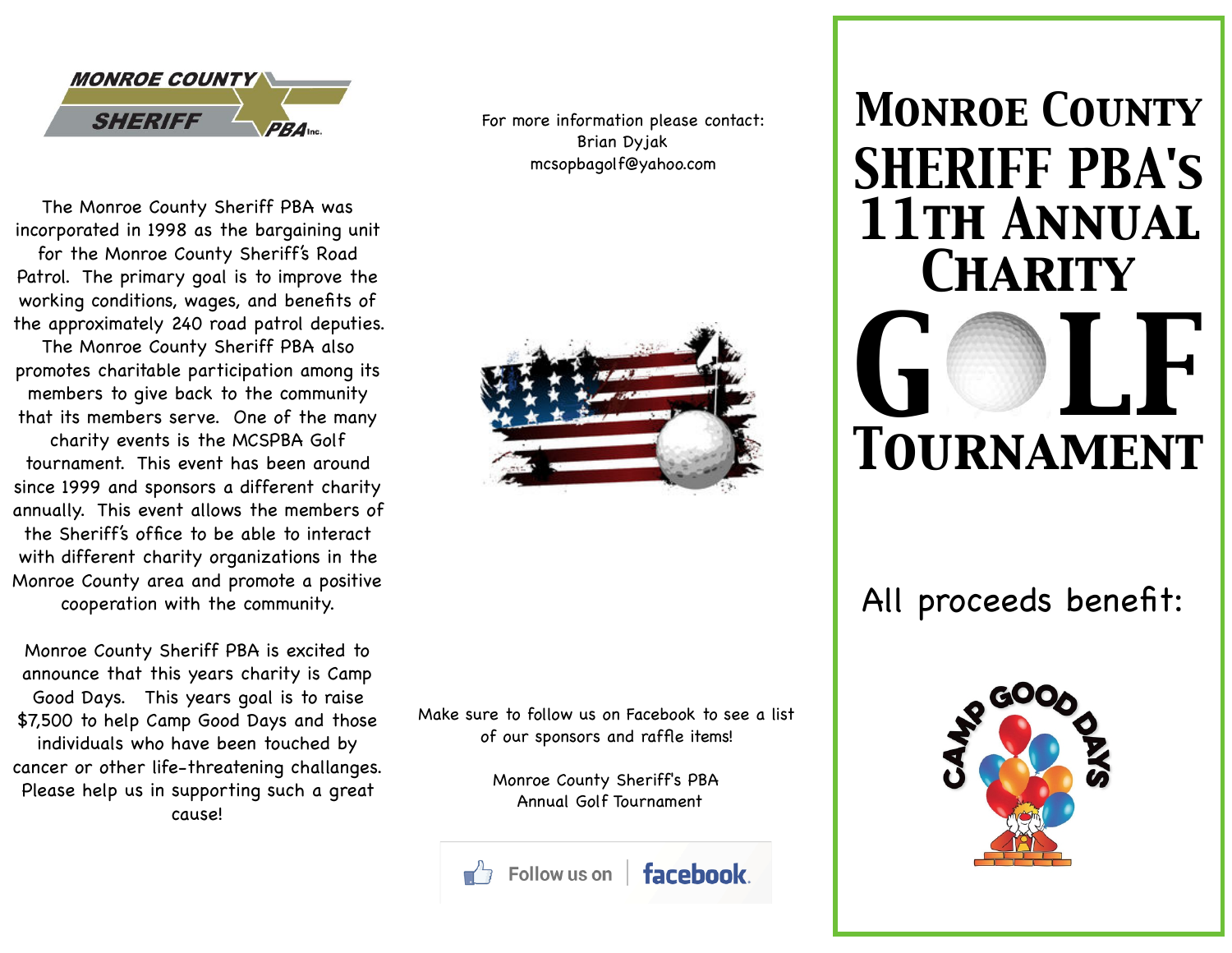MONROE COUNTY SHERIFF PBA Inc.

The Monroe County Sheriff PBA was incorporated in 1998 as the bargaining unit for the Monroe County Sheriff's Road Patrol. The primary goal is to improve the working conditions, wages, and benefits of the approximately 240 road patrol deputies. The Monroe County Sheriff PBA also promotes charitable participation among its members to give back to the community that its members serve. One of the many charity events is the MCSPBA Golf tournament. This event has been around since 1999 and sponsors a different charity annually. This event allows the members of the Sheriff's office to be able to interact with different charity organizations in the Monroe County area and promote a positive cooperation with the community.

Monroe County Sheriff PBA is excited to announce that this years charity is Camp Good Days. This years goal is to raise $7,500 to help Camp Good Days and those individuals who have been touched by cancer or other life-threatening challanges. Please help us in supporting such a great cause!

For more information please contact:
Brian Dyjak
mcsopbagolf@yahoo.com

Make sure to follow us on Facebook to see a list of our sponsors and raffle items!

Monroe County Sheriff's PBA
Annual Golf Tournament

Follow us on facebook.

# Monroe County Sheriff PBA's 11th Annual Charity Golf Tournament

All proceeds benefit:

CAMP GOOD DAYS